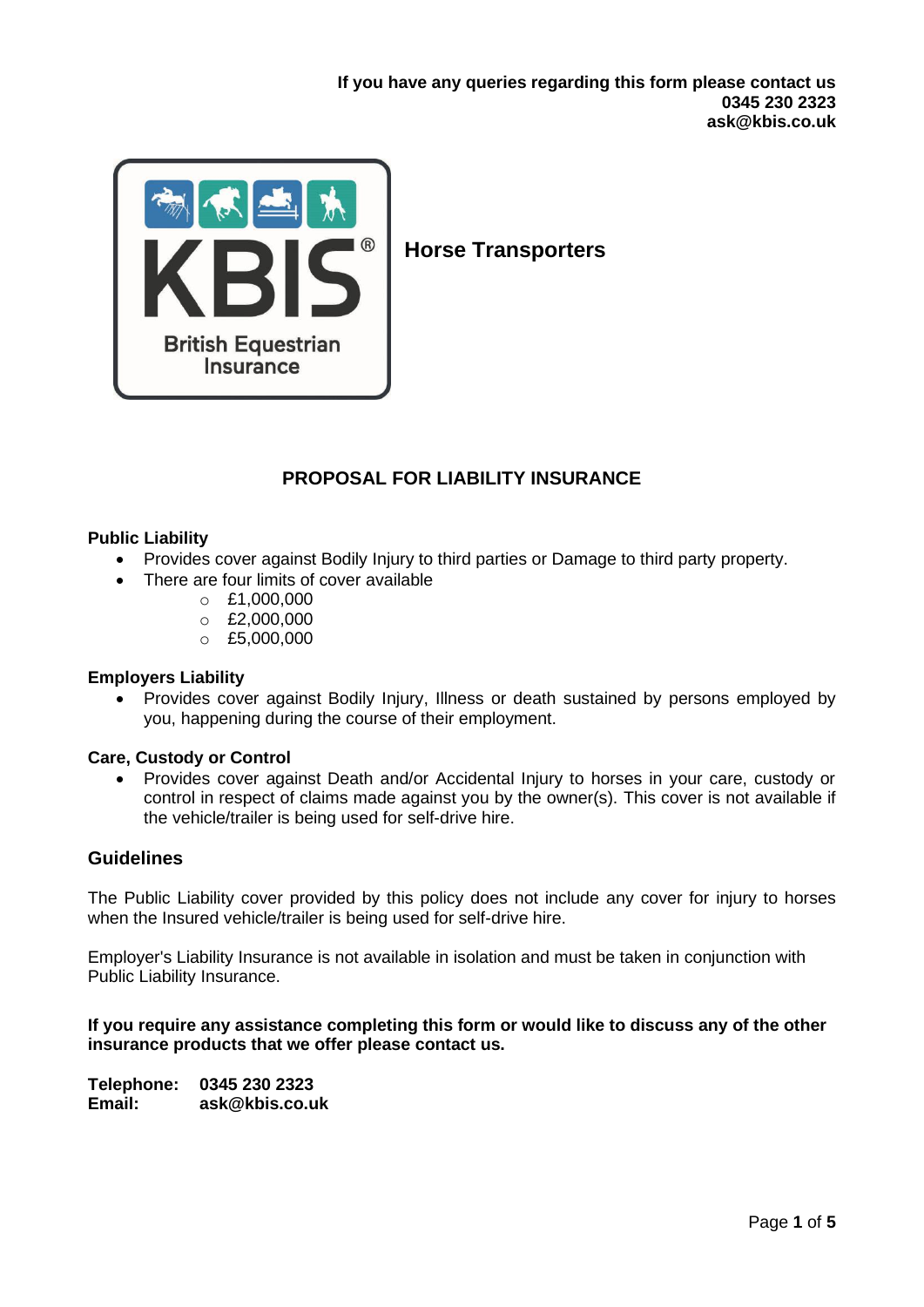**If you have any queries regarding this form please contact us**
**0345 230 2323**
**ask@kbis.co.uk**

KBIS® British Equestrian Insurance

**Horse Transporters**

## PROPOSAL FOR LIABILITY INSURANCE

**Public Liability**

- Provides cover against Bodily Injury to third parties or Damage to third party property.
- There are four limits of cover available
  - £1,000,000
  - £2,000,000
  - £5,000,000

**Employers Liability**

- Provides cover against Bodily Injury, Illness or death sustained by persons employed by you, happening during the course of their employment.

**Care, Custody or Control**

- Provides cover against Death and/or Accidental Injury to horses in your care, custody or control in respect of claims made against you by the owner(s). This cover is not available if the vehicle/trailer is being used for self-drive hire.

### Guidelines

The Public Liability cover provided by this policy does not include any cover for injury to horses when the Insured vehicle/trailer is being used for self-drive hire.

Employer's Liability Insurance is not available in isolation and must be taken in conjunction with Public Liability Insurance.

**If you require any assistance completing this form or would like to discuss any of the other insurance products that we offer please contact us.**

**Telephone: 0345 230 2323**
**Email: ask@kbis.co.uk**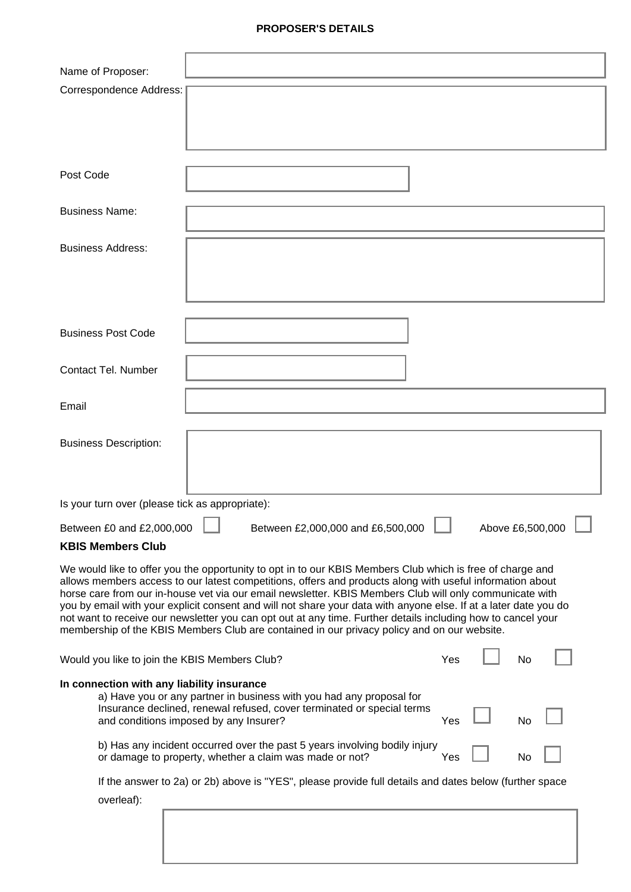## PROPOSER'S DETAILS

Name of Proposer:

Correspondence Address:

Post Code

Business Name:

Business Address:

Business Post Code

Contact Tel. Number

Email

Business Description:

Is your turn over (please tick as appropriate):

Between £0 and £2,000,000 ☐ Between £2,000,000 and £6,500,000 ☐ Above £6,500,000 ☐

**KBIS Members Club**

We would like to offer you the opportunity to opt in to our KBIS Members Club which is free of charge and allows members access to our latest competitions, offers and products along with useful information about horse care from our in-house vet via our email newsletter. KBIS Members Club will only communicate with you by email with your explicit consent and will not share your data with anyone else. If at a later date you do not want to receive our newsletter you can opt out at any time. Further details including how to cancel your membership of the KBIS Members Club are contained in our privacy policy and on our website.

Would you like to join the KBIS Members Club? Yes ☐ No ☐

**In connection with any liability insurance**

a) Have you or any partner in business with you had any proposal for Insurance declined, renewal refused, cover terminated or special terms and conditions imposed by any Insurer? Yes ☐ No ☐

b) Has any incident occurred over the past 5 years involving bodily injury or damage to property, whether a claim was made or not? Yes ☐ No ☐

If the answer to 2a) or 2b) above is "YES", please provide full details and dates below (further space overleaf):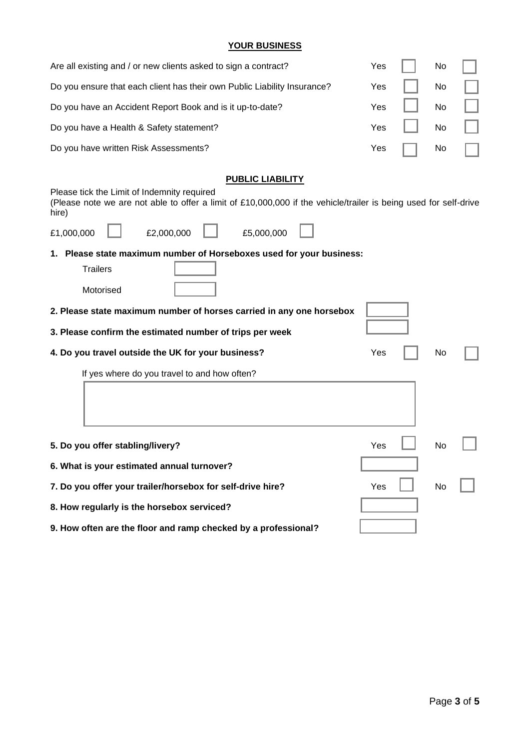## YOUR BUSINESS

| | Yes | | No | |
|---|---|---|---|---|
| Are all existing and / or new clients asked to sign a contract? | Yes | ☐ | No | ☐ |
| Do you ensure that each client has their own Public Liability Insurance? | Yes | ☐ | No | ☐ |
| Do you have an Accident Report Book and is it up-to-date? | Yes | ☐ | No | ☐ |
| Do you have a Health & Safety statement? | Yes | ☐ | No | ☐ |
| Do you have written Risk Assessments? | Yes | ☐ | No | ☐ |

## PUBLIC LIABILITY

Please tick the Limit of Indemnity required
(Please note we are not able to offer a limit of £10,000,000 if the vehicle/trailer is being used for self-drive hire)

£1,000,000 ☐ £2,000,000 ☐ £5,000,000 ☐

**1. Please state maximum number of Horseboxes used for your business:**

Trailers ______

Motorised ______

**2. Please state maximum number of horses carried in any one horsebox** ______

**3. Please confirm the estimated number of trips per week** ______

**4. Do you travel outside the UK for your business?** Yes ☐ No ☐

If yes where do you travel to and how often?

______

**5. Do you offer stabling/livery?** Yes ☐ No ☐

**6. What is your estimated annual turnover?** ______

**7. Do you offer your trailer/horsebox for self-drive hire?** Yes ☐ No ☐

**8. How regularly is the horsebox serviced?** ______

**9. How often are the floor and ramp checked by a professional?** ______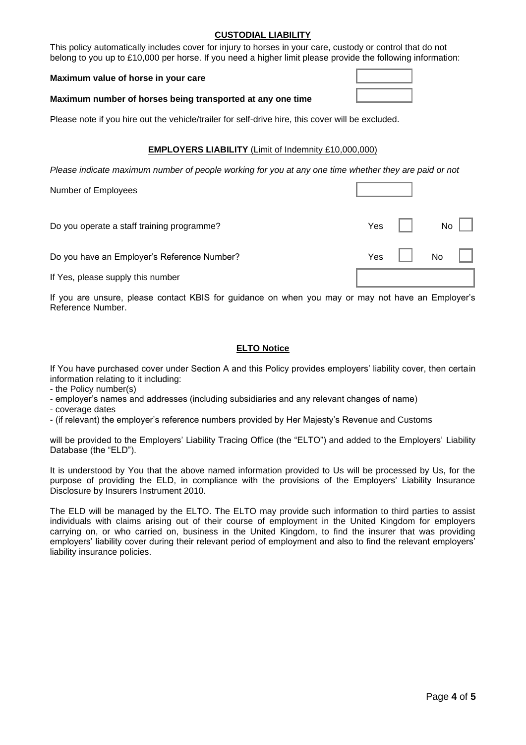## CUSTODIAL LIABILITY

This policy automatically includes cover for injury to horses in your care, custody or control that do not belong to you up to £10,000 per horse. If you need a higher limit please provide the following information:

**Maximum value of horse in your care** ☐

**Maximum number of horses being transported at any one time** ☐

Please note if you hire out the vehicle/trailer for self-drive hire, this cover will be excluded.

## EMPLOYERS LIABILITY (Limit of Indemnity £10,000,000)

*Please indicate maximum number of people working for you at any one time whether they are paid or not*

Number of Employees ☐

Do you operate a staff training programme? Yes ☐ No ☐

Do you have an Employer's Reference Number? Yes ☐ No ☐

If Yes, please supply this number ☐

If you are unsure, please contact KBIS for guidance on when you may or may not have an Employer's Reference Number.

## ELTO Notice

If You have purchased cover under Section A and this Policy provides employers' liability cover, then certain information relating to it including:

- the Policy number(s)
- employer's names and addresses (including subsidiaries and any relevant changes of name)
- coverage dates
- (if relevant) the employer's reference numbers provided by Her Majesty's Revenue and Customs

will be provided to the Employers' Liability Tracing Office (the "ELTO") and added to the Employers' Liability Database (the "ELD").

It is understood by You that the above named information provided to Us will be processed by Us, for the purpose of providing the ELD, in compliance with the provisions of the Employers' Liability Insurance Disclosure by Insurers Instrument 2010.

The ELD will be managed by the ELTO. The ELTO may provide such information to third parties to assist individuals with claims arising out of their course of employment in the United Kingdom for employers carrying on, or who carried on, business in the United Kingdom, to find the insurer that was providing employers' liability cover during their relevant period of employment and also to find the relevant employers' liability insurance policies.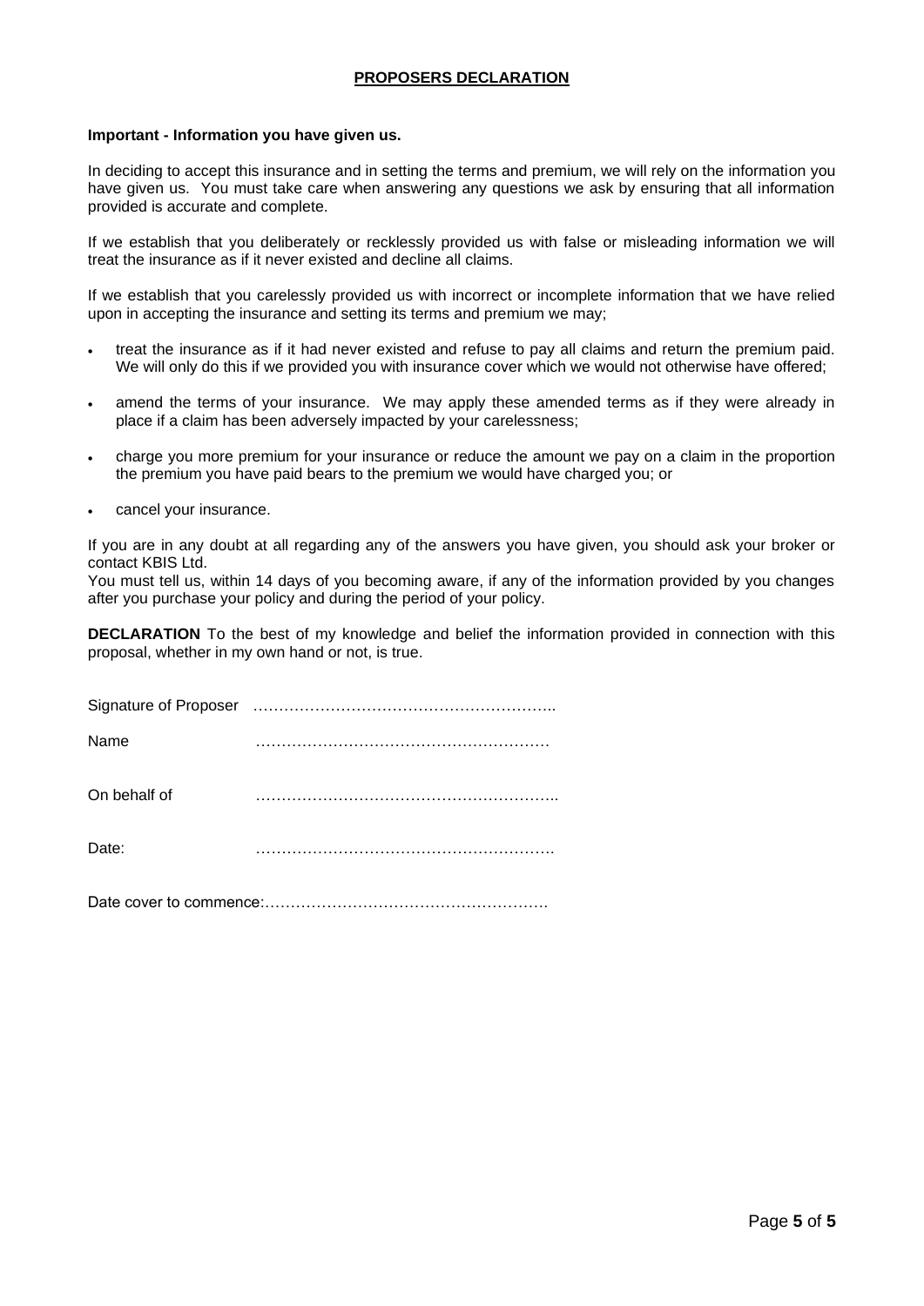## PROPOSERS DECLARATION

**Important - Information you have given us.**

In deciding to accept this insurance and in setting the terms and premium, we will rely on the information you have given us. You must take care when answering any questions we ask by ensuring that all information provided is accurate and complete.

If we establish that you deliberately or recklessly provided us with false or misleading information we will treat the insurance as if it never existed and decline all claims.

If we establish that you carelessly provided us with incorrect or incomplete information that we have relied upon in accepting the insurance and setting its terms and premium we may;

- treat the insurance as if it had never existed and refuse to pay all claims and return the premium paid. We will only do this if we provided you with insurance cover which we would not otherwise have offered;
- amend the terms of your insurance. We may apply these amended terms as if they were already in place if a claim has been adversely impacted by your carelessness;
- charge you more premium for your insurance or reduce the amount we pay on a claim in the proportion the premium you have paid bears to the premium we would have charged you; or
- cancel your insurance.

If you are in any doubt at all regarding any of the answers you have given, you should ask your broker or contact KBIS Ltd.
You must tell us, within 14 days of you becoming aware, if any of the information provided by you changes after you purchase your policy and during the period of your policy.

**DECLARATION** To the best of my knowledge and belief the information provided in connection with this proposal, whether in my own hand or not, is true.

Signature of Proposer ………………………………………………..

Name ………………………………………………

On behalf of ………………………………………………..

Date: ……………………………………………….

Date cover to commence:……………………………………………….